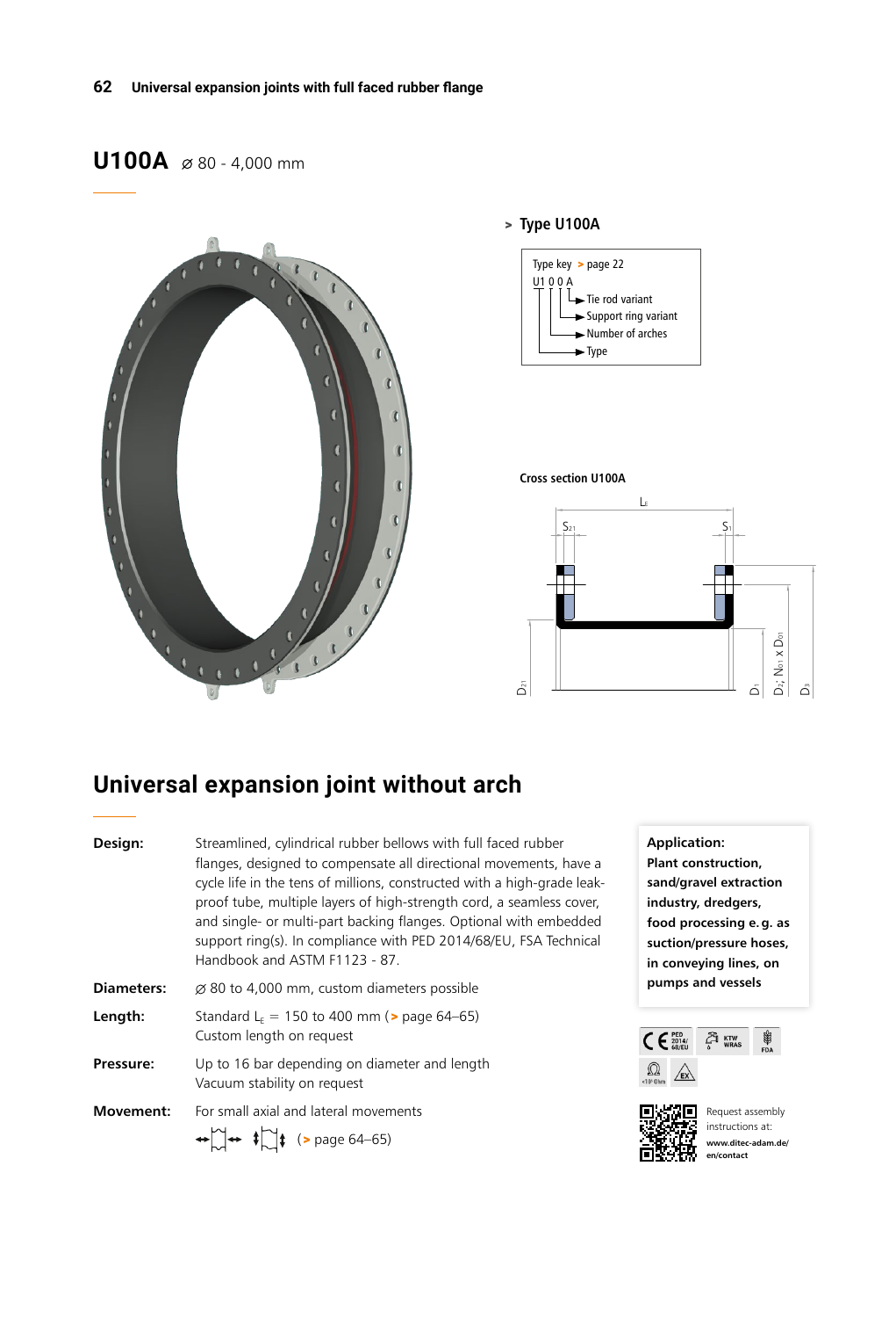# U100A ⌀ 80 - 4,000 mm

**> Type U100A**

Type key > page 22

U1 0 0 A
- Tie rod variant
- Support ring variant
- Number of arches
- Type

**Cross section U100A**

$L_E$, $S_{21}$, $S_1$, $D_{21}$, $D_1$, $D_2$; $N_{01} \times D_{01}$, $D_3$

## Universal expansion joint without arch

**Design:** Streamlined, cylindrical rubber bellows with full faced rubber flanges, designed to compensate all directional movements, have a cycle life in the tens of millions, constructed with a high-grade leak-proof tube, multiple layers of high-strength cord, a seamless cover, and single- or multi-part backing flanges. Optional with embedded support ring(s). In compliance with PED 2014/68/EU, FSA Technical Handbook and ASTM F1123 - 87.

**Diameters:** ⌀ 80 to 4,000 mm, custom diameters possible

**Length:** Standard $L_E$ = 150 to 400 mm (> page 64–65)
Custom length on request

**Pressure:** Up to 16 bar depending on diameter and length
Vacuum stability on request

**Movement:** For small axial and lateral movements
(> page 64–65)

**Application:**
**Plant construction, sand/gravel extraction industry, dredgers, food processing e. g. as suction/pressure hoses, in conveying lines, on pumps and vessels**

CE PED 2014/68/EU KTW WRAS FDA
<10⁶ Ohm EX

Request assembly instructions at:
**www.ditec-adam.de/en/contact**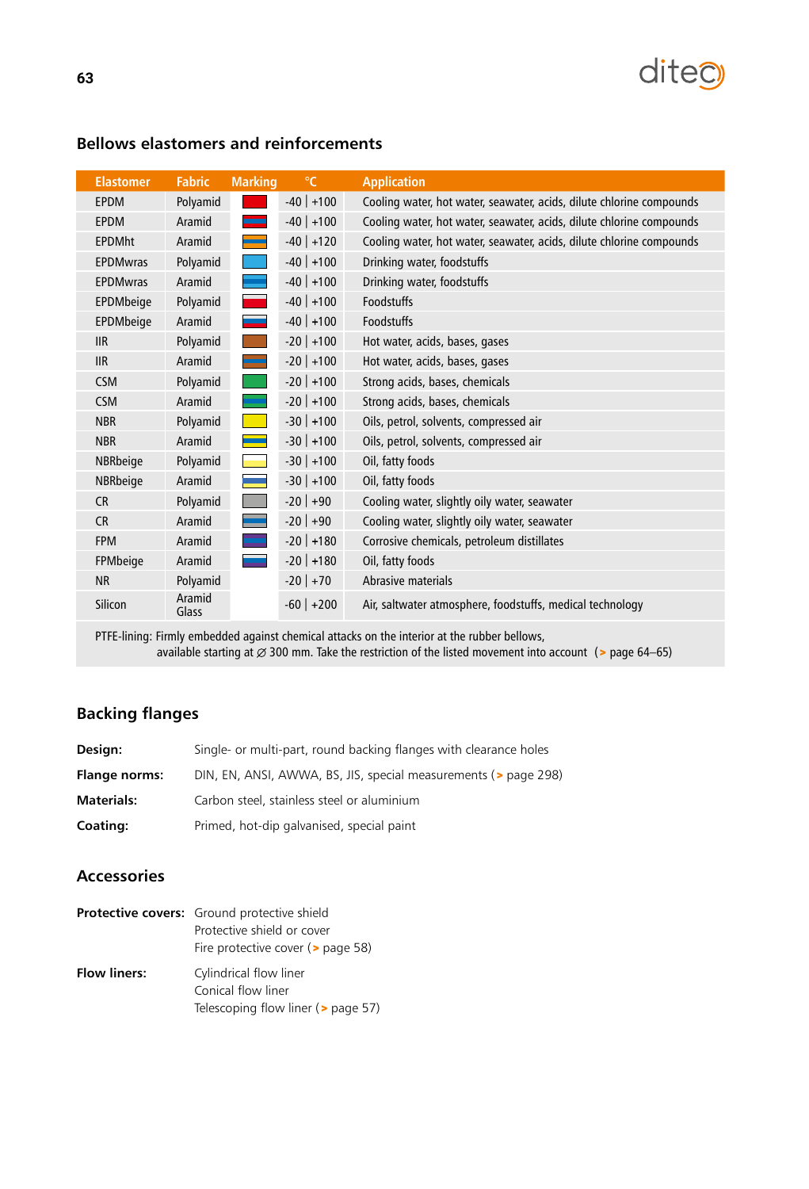## Bellows elastomers and reinforcements

| Elastomer | Fabric | Marking | °C | Application |
|---|---|---|---|---|
| EPDM | Polyamid | | -40 \| +100 | Cooling water, hot water, seawater, acids, dilute chlorine compounds |
| EPDM | Aramid | | -40 \| +100 | Cooling water, hot water, seawater, acids, dilute chlorine compounds |
| EPDMht | Aramid | | -40 \| +120 | Cooling water, hot water, seawater, acids, dilute chlorine compounds |
| EPDMwras | Polyamid | | -40 \| +100 | Drinking water, foodstuffs |
| EPDMwras | Aramid | | -40 \| +100 | Drinking water, foodstuffs |
| EPDMbeige | Polyamid | | -40 \| +100 | Foodstuffs |
| EPDMbeige | Aramid | | -40 \| +100 | Foodstuffs |
| IIR | Polyamid | | -20 \| +100 | Hot water, acids, bases, gases |
| IIR | Aramid | | -20 \| +100 | Hot water, acids, bases, gases |
| CSM | Polyamid | | -20 \| +100 | Strong acids, bases, chemicals |
| CSM | Aramid | | -20 \| +100 | Strong acids, bases, chemicals |
| NBR | Polyamid | | -30 \| +100 | Oils, petrol, solvents, compressed air |
| NBR | Aramid | | -30 \| +100 | Oils, petrol, solvents, compressed air |
| NBRbeige | Polyamid | | -30 \| +100 | Oil, fatty foods |
| NBRbeige | Aramid | | -30 \| +100 | Oil, fatty foods |
| CR | Polyamid | | -20 \| +90 | Cooling water, slightly oily water, seawater |
| CR | Aramid | | -20 \| +90 | Cooling water, slightly oily water, seawater |
| FPM | Aramid | | -20 \| +180 | Corrosive chemicals, petroleum distillates |
| FPMbeige | Aramid | | -20 \| +180 | Oil, fatty foods |
| NR | Polyamid | | -20 \| +70 | Abrasive materials |
| Silicon | Aramid Glass | | -60 \| +200 | Air, saltwater atmosphere, foodstuffs, medical technology |

PTFE-lining: Firmly embedded against chemical attacks on the interior at the rubber bellows, available starting at ∅ 300 mm. Take the restriction of the listed movement into account (> page 64–65)

## Backing flanges

**Design:** Single- or multi-part, round backing flanges with clearance holes

**Flange norms:** DIN, EN, ANSI, AWWA, BS, JIS, special measurements (> page 298)

**Materials:** Carbon steel, stainless steel or aluminium

**Coating:** Primed, hot-dip galvanised, special paint

## Accessories

**Protective covers:** Ground protective shield
Protective shield or cover
Fire protective cover (> page 58)

**Flow liners:** Cylindrical flow liner
Conical flow liner
Telescoping flow liner (> page 57)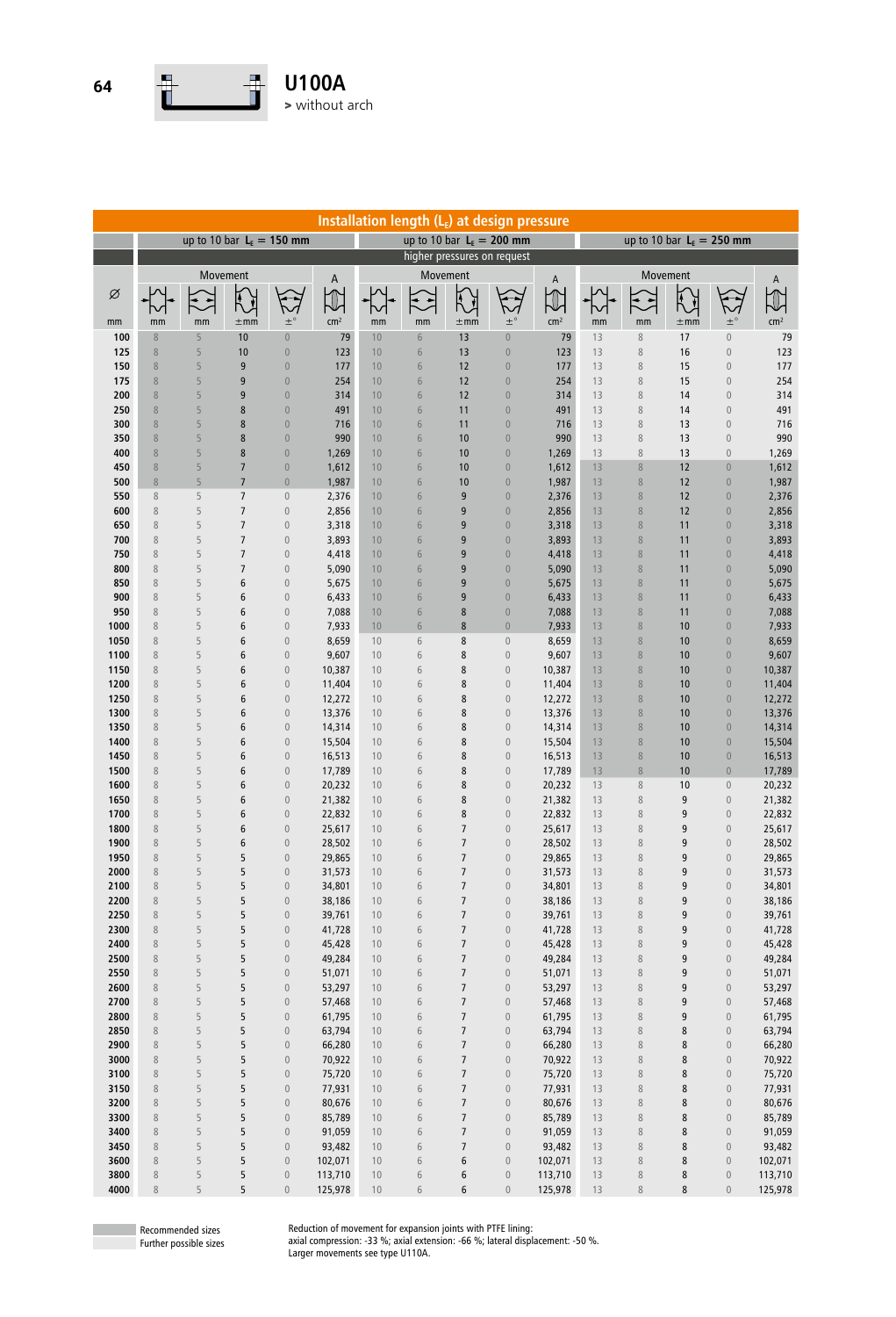# U100A

> without arch

| Installation length ($L_E$) at design pressure | | | | | | | | | | | | | | | |
|---|---|---|---|---|---|---|---|---|---|---|---|---|---|---|---|
| | up to 10 bar $L_E$ = 150 mm | | | | | up to 10 bar $L_E$ = 200 mm | | | | | up to 10 bar $L_E$ = 250 mm | | | | |
| | | | | | | higher pressures on request | | | | | | | | | |
| Ø | Movement | | | | A | Movement | | | | A | Movement | | | | A |
| mm | mm | mm | ±mm | ±° | cm² | mm | mm | ±mm | ±° | cm² | mm | mm | ±mm | ±° | cm² |
| 100 | 8 | 5 | 10 | 0 | 79 | 10 | 6 | 13 | 0 | 79 | 13 | 8 | 17 | 0 | 79 |
| 125 | 8 | 5 | 10 | 0 | 123 | 10 | 6 | 13 | 0 | 123 | 13 | 8 | 16 | 0 | 123 |
| 150 | 8 | 5 | 9 | 0 | 177 | 10 | 6 | 12 | 0 | 177 | 13 | 8 | 15 | 0 | 177 |
| 175 | 8 | 5 | 9 | 0 | 254 | 10 | 6 | 12 | 0 | 254 | 13 | 8 | 15 | 0 | 254 |
| 200 | 8 | 5 | 9 | 0 | 314 | 10 | 6 | 12 | 0 | 314 | 13 | 8 | 14 | 0 | 314 |
| 250 | 8 | 5 | 8 | 0 | 491 | 10 | 6 | 11 | 0 | 491 | 13 | 8 | 14 | 0 | 491 |
| 300 | 8 | 5 | 8 | 0 | 716 | 10 | 6 | 11 | 0 | 716 | 13 | 8 | 13 | 0 | 716 |
| 350 | 8 | 5 | 8 | 0 | 990 | 10 | 6 | 10 | 0 | 990 | 13 | 8 | 13 | 0 | 990 |
| 400 | 8 | 5 | 8 | 0 | 1,269 | 10 | 6 | 10 | 0 | 1,269 | 13 | 8 | 13 | 0 | 1,269 |
| 450 | 8 | 5 | 7 | 0 | 1,612 | 10 | 6 | 10 | 0 | 1,612 | 13 | 8 | 12 | 0 | 1,612 |
| 500 | 8 | 5 | 7 | 0 | 1,987 | 10 | 6 | 10 | 0 | 1,987 | 13 | 8 | 12 | 0 | 1,987 |
| 550 | 8 | 5 | 7 | 0 | 2,376 | 10 | 6 | 9 | 0 | 2,376 | 13 | 8 | 12 | 0 | 2,376 |
| 600 | 8 | 5 | 7 | 0 | 2,856 | 10 | 6 | 9 | 0 | 2,856 | 13 | 8 | 12 | 0 | 2,856 |
| 650 | 8 | 5 | 7 | 0 | 3,318 | 10 | 6 | 9 | 0 | 3,318 | 13 | 8 | 11 | 0 | 3,318 |
| 700 | 8 | 5 | 7 | 0 | 3,893 | 10 | 6 | 9 | 0 | 3,893 | 13 | 8 | 11 | 0 | 3,893 |
| 750 | 8 | 5 | 7 | 0 | 4,418 | 10 | 6 | 9 | 0 | 4,418 | 13 | 8 | 11 | 0 | 4,418 |
| 800 | 8 | 5 | 7 | 0 | 5,090 | 10 | 6 | 9 | 0 | 5,090 | 13 | 8 | 11 | 0 | 5,090 |
| 850 | 8 | 5 | 6 | 0 | 5,675 | 10 | 6 | 9 | 0 | 5,675 | 13 | 8 | 11 | 0 | 5,675 |
| 900 | 8 | 5 | 6 | 0 | 6,433 | 10 | 6 | 9 | 0 | 6,433 | 13 | 8 | 11 | 0 | 6,433 |
| 950 | 8 | 5 | 6 | 0 | 7,088 | 10 | 6 | 8 | 0 | 7,088 | 13 | 8 | 11 | 0 | 7,088 |
| 1000 | 8 | 5 | 6 | 0 | 7,933 | 10 | 6 | 8 | 0 | 7,933 | 13 | 8 | 10 | 0 | 7,933 |
| 1050 | 8 | 5 | 6 | 0 | 8,659 | 10 | 6 | 8 | 0 | 8,659 | 13 | 8 | 10 | 0 | 8,659 |
| 1100 | 8 | 5 | 6 | 0 | 9,607 | 10 | 6 | 8 | 0 | 9,607 | 13 | 8 | 10 | 0 | 9,607 |
| 1150 | 8 | 5 | 6 | 0 | 10,387 | 10 | 6 | 8 | 0 | 10,387 | 13 | 8 | 10 | 0 | 10,387 |
| 1200 | 8 | 5 | 6 | 0 | 11,404 | 10 | 6 | 8 | 0 | 11,404 | 13 | 8 | 10 | 0 | 11,404 |
| 1250 | 8 | 5 | 6 | 0 | 12,272 | 10 | 6 | 8 | 0 | 12,272 | 13 | 8 | 10 | 0 | 12,272 |
| 1300 | 8 | 5 | 6 | 0 | 13,376 | 10 | 6 | 8 | 0 | 13,376 | 13 | 8 | 10 | 0 | 13,376 |
| 1350 | 8 | 5 | 6 | 0 | 14,314 | 10 | 6 | 8 | 0 | 14,314 | 13 | 8 | 10 | 0 | 14,314 |
| 1400 | 8 | 5 | 6 | 0 | 15,504 | 10 | 6 | 8 | 0 | 15,504 | 13 | 8 | 10 | 0 | 15,504 |
| 1450 | 8 | 5 | 6 | 0 | 16,513 | 10 | 6 | 8 | 0 | 16,513 | 13 | 8 | 10 | 0 | 16,513 |
| 1500 | 8 | 5 | 6 | 0 | 17,789 | 10 | 6 | 8 | 0 | 17,789 | 13 | 8 | 10 | 0 | 17,789 |
| 1600 | 8 | 5 | 6 | 0 | 20,232 | 10 | 6 | 8 | 0 | 20,232 | 13 | 8 | 10 | 0 | 20,232 |
| 1650 | 8 | 5 | 6 | 0 | 21,382 | 10 | 6 | 8 | 0 | 21,382 | 13 | 8 | 9 | 0 | 21,382 |
| 1700 | 8 | 5 | 6 | 0 | 22,832 | 10 | 6 | 8 | 0 | 22,832 | 13 | 8 | 9 | 0 | 22,832 |
| 1800 | 8 | 5 | 6 | 0 | 25,617 | 10 | 6 | 7 | 0 | 25,617 | 13 | 8 | 9 | 0 | 25,617 |
| 1900 | 8 | 5 | 6 | 0 | 28,502 | 10 | 6 | 7 | 0 | 28,502 | 13 | 8 | 9 | 0 | 28,502 |
| 1950 | 8 | 5 | 5 | 0 | 29,865 | 10 | 6 | 7 | 0 | 29,865 | 13 | 8 | 9 | 0 | 29,865 |
| 2000 | 8 | 5 | 5 | 0 | 31,573 | 10 | 6 | 7 | 0 | 31,573 | 13 | 8 | 9 | 0 | 31,573 |
| 2100 | 8 | 5 | 5 | 0 | 34,801 | 10 | 6 | 7 | 0 | 34,801 | 13 | 8 | 9 | 0 | 34,801 |
| 2200 | 8 | 5 | 5 | 0 | 38,186 | 10 | 6 | 7 | 0 | 38,186 | 13 | 8 | 9 | 0 | 38,186 |
| 2250 | 8 | 5 | 5 | 0 | 39,761 | 10 | 6 | 7 | 0 | 39,761 | 13 | 8 | 9 | 0 | 39,761 |
| 2300 | 8 | 5 | 5 | 0 | 41,728 | 10 | 6 | 7 | 0 | 41,728 | 13 | 8 | 9 | 0 | 41,728 |
| 2400 | 8 | 5 | 5 | 0 | 45,428 | 10 | 6 | 7 | 0 | 45,428 | 13 | 8 | 9 | 0 | 45,428 |
| 2500 | 8 | 5 | 5 | 0 | 49,284 | 10 | 6 | 7 | 0 | 49,284 | 13 | 8 | 9 | 0 | 49,284 |
| 2550 | 8 | 5 | 5 | 0 | 51,071 | 10 | 6 | 7 | 0 | 51,071 | 13 | 8 | 9 | 0 | 51,071 |
| 2600 | 8 | 5 | 5 | 0 | 53,297 | 10 | 6 | 7 | 0 | 53,297 | 13 | 8 | 9 | 0 | 53,297 |
| 2700 | 8 | 5 | 5 | 0 | 57,468 | 10 | 6 | 7 | 0 | 57,468 | 13 | 8 | 9 | 0 | 57,468 |
| 2800 | 8 | 5 | 5 | 0 | 61,795 | 10 | 6 | 7 | 0 | 61,795 | 13 | 8 | 9 | 0 | 61,795 |
| 2850 | 8 | 5 | 5 | 0 | 63,794 | 10 | 6 | 7 | 0 | 63,794 | 13 | 8 | 8 | 0 | 63,794 |
| 2900 | 8 | 5 | 5 | 0 | 66,280 | 10 | 6 | 7 | 0 | 66,280 | 13 | 8 | 8 | 0 | 66,280 |
| 3000 | 8 | 5 | 5 | 0 | 70,922 | 10 | 6 | 7 | 0 | 70,922 | 13 | 8 | 8 | 0 | 70,922 |
| 3100 | 8 | 5 | 5 | 0 | 75,720 | 10 | 6 | 7 | 0 | 75,720 | 13 | 8 | 8 | 0 | 75,720 |
| 3150 | 8 | 5 | 5 | 0 | 77,931 | 10 | 6 | 7 | 0 | 77,931 | 13 | 8 | 8 | 0 | 77,931 |
| 3200 | 8 | 5 | 5 | 0 | 80,676 | 10 | 6 | 7 | 0 | 80,676 | 13 | 8 | 8 | 0 | 80,676 |
| 3300 | 8 | 5 | 5 | 0 | 85,789 | 10 | 6 | 7 | 0 | 85,789 | 13 | 8 | 8 | 0 | 85,789 |
| 3400 | 8 | 5 | 5 | 0 | 91,059 | 10 | 6 | 7 | 0 | 91,059 | 13 | 8 | 8 | 0 | 91,059 |
| 3450 | 8 | 5 | 5 | 0 | 93,482 | 10 | 6 | 7 | 0 | 93,482 | 13 | 8 | 8 | 0 | 93,482 |
| 3600 | 8 | 5 | 5 | 0 | 102,071 | 10 | 6 | 6 | 0 | 102,071 | 13 | 8 | 8 | 0 | 102,071 |
| 3800 | 8 | 5 | 5 | 0 | 113,710 | 10 | 6 | 6 | 0 | 113,710 | 13 | 8 | 8 | 0 | 113,710 |
| 4000 | 8 | 5 | 5 | 0 | 125,978 | 10 | 6 | 6 | 0 | 125,978 | 13 | 8 | 8 | 0 | 125,978 |

Recommended sizes
Further possible sizes

Reduction of movement for expansion joints with PTFE lining:
axial compression: -33 %; axial extension: -66 %; lateral displacement: -50 %.
Larger movements see type U110A.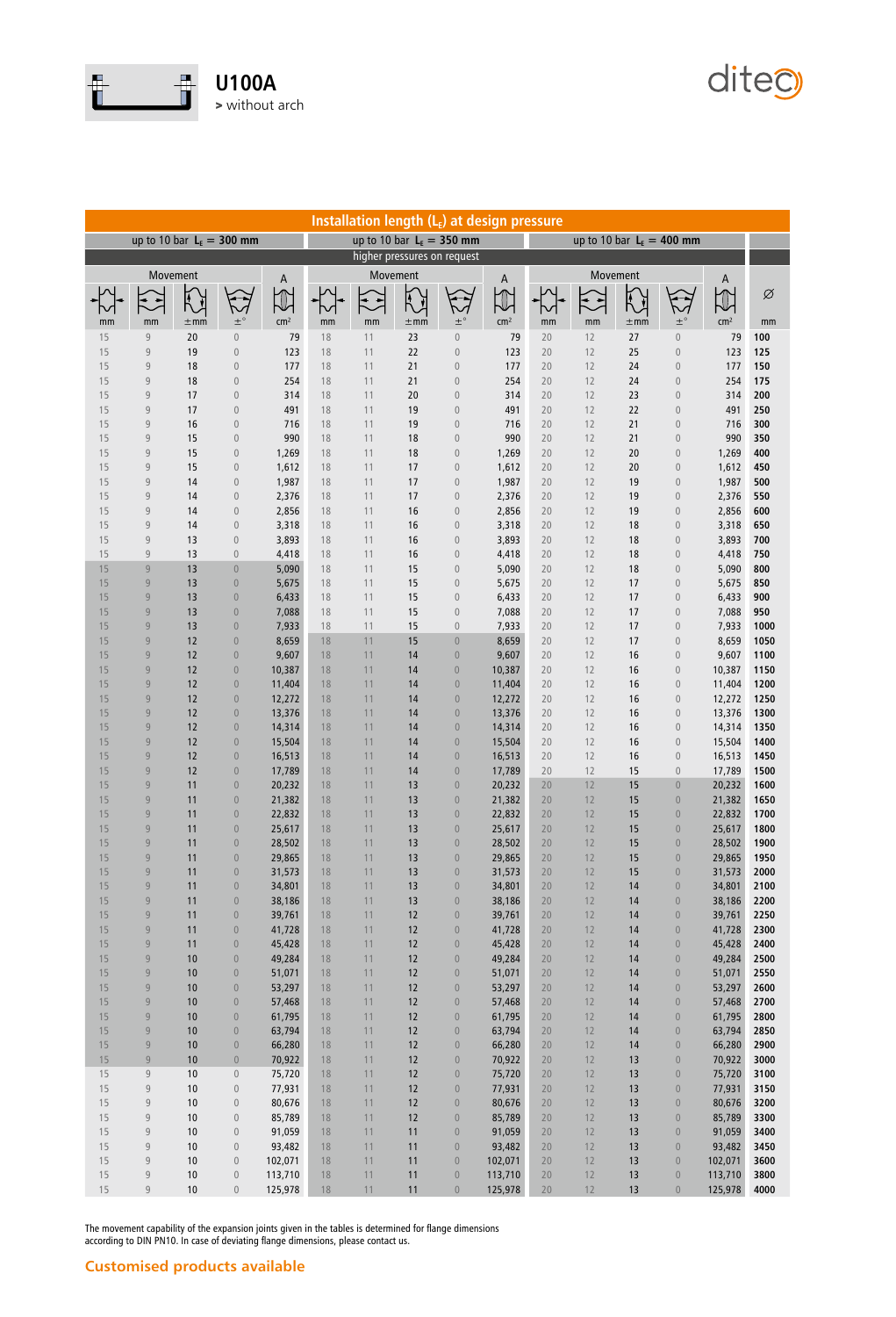# U100A

> without arch

| Installation length ($L_E$) at design pressure | | | | | | | | | | | | | | | |
|---|---|---|---|---|---|---|---|---|---|---|---|---|---|---|---|
| up to 10 bar $L_E$ = 300 mm | | | | | up to 10 bar $L_E$ = 350 mm | | | | | up to 10 bar $L_E$ = 400 mm | | | | | |
| | | | | | higher pressures on request | | | | | | | | | | |
| Movement | | | | A | Movement | | | | A | Movement | | | | A | Ø |
| mm | mm | ±mm | ±° | cm² | mm | mm | ±mm | ±° | cm² | mm | mm | ±mm | ±° | cm² | mm |
| 15 | 9 | 20 | 0 | 79 | 18 | 11 | 23 | 0 | 79 | 20 | 12 | 27 | 0 | 79 | 100 |
| 15 | 9 | 19 | 0 | 123 | 18 | 11 | 22 | 0 | 123 | 20 | 12 | 25 | 0 | 123 | 125 |
| 15 | 9 | 18 | 0 | 177 | 18 | 11 | 21 | 0 | 177 | 20 | 12 | 24 | 0 | 177 | 150 |
| 15 | 9 | 18 | 0 | 254 | 18 | 11 | 21 | 0 | 254 | 20 | 12 | 24 | 0 | 254 | 175 |
| 15 | 9 | 17 | 0 | 314 | 18 | 11 | 20 | 0 | 314 | 20 | 12 | 23 | 0 | 314 | 200 |
| 15 | 9 | 17 | 0 | 491 | 18 | 11 | 19 | 0 | 491 | 20 | 12 | 22 | 0 | 491 | 250 |
| 15 | 9 | 16 | 0 | 716 | 18 | 11 | 19 | 0 | 716 | 20 | 12 | 21 | 0 | 716 | 300 |
| 15 | 9 | 15 | 0 | 990 | 18 | 11 | 18 | 0 | 990 | 20 | 12 | 21 | 0 | 990 | 350 |
| 15 | 9 | 15 | 0 | 1,269 | 18 | 11 | 18 | 0 | 1,269 | 20 | 12 | 20 | 0 | 1,269 | 400 |
| 15 | 9 | 15 | 0 | 1,612 | 18 | 11 | 17 | 0 | 1,612 | 20 | 12 | 20 | 0 | 1,612 | 450 |
| 15 | 9 | 14 | 0 | 1,987 | 18 | 11 | 17 | 0 | 1,987 | 20 | 12 | 19 | 0 | 1,987 | 500 |
| 15 | 9 | 14 | 0 | 2,376 | 18 | 11 | 17 | 0 | 2,376 | 20 | 12 | 19 | 0 | 2,376 | 550 |
| 15 | 9 | 14 | 0 | 2,856 | 18 | 11 | 16 | 0 | 2,856 | 20 | 12 | 19 | 0 | 2,856 | 600 |
| 15 | 9 | 14 | 0 | 3,318 | 18 | 11 | 16 | 0 | 3,318 | 20 | 12 | 18 | 0 | 3,318 | 650 |
| 15 | 9 | 13 | 0 | 3,893 | 18 | 11 | 16 | 0 | 3,893 | 20 | 12 | 18 | 0 | 3,893 | 700 |
| 15 | 9 | 13 | 0 | 4,418 | 18 | 11 | 16 | 0 | 4,418 | 20 | 12 | 18 | 0 | 4,418 | 750 |
| 15 | 9 | 13 | 0 | 5,090 | 18 | 11 | 15 | 0 | 5,090 | 20 | 12 | 18 | 0 | 5,090 | 800 |
| 15 | 9 | 13 | 0 | 5,675 | 18 | 11 | 15 | 0 | 5,675 | 20 | 12 | 17 | 0 | 5,675 | 850 |
| 15 | 9 | 13 | 0 | 6,433 | 18 | 11 | 15 | 0 | 6,433 | 20 | 12 | 17 | 0 | 6,433 | 900 |
| 15 | 9 | 13 | 0 | 7,088 | 18 | 11 | 15 | 0 | 7,088 | 20 | 12 | 17 | 0 | 7,088 | 950 |
| 15 | 9 | 13 | 0 | 7,933 | 18 | 11 | 15 | 0 | 7,933 | 20 | 12 | 17 | 0 | 7,933 | 1000 |
| 15 | 9 | 12 | 0 | 8,659 | 18 | 11 | 15 | 0 | 8,659 | 20 | 12 | 17 | 0 | 8,659 | 1050 |
| 15 | 9 | 12 | 0 | 9,607 | 18 | 11 | 14 | 0 | 9,607 | 20 | 12 | 16 | 0 | 9,607 | 1100 |
| 15 | 9 | 12 | 0 | 10,387 | 18 | 11 | 14 | 0 | 10,387 | 20 | 12 | 16 | 0 | 10,387 | 1150 |
| 15 | 9 | 12 | 0 | 11,404 | 18 | 11 | 14 | 0 | 11,404 | 20 | 12 | 16 | 0 | 11,404 | 1200 |
| 15 | 9 | 12 | 0 | 12,272 | 18 | 11 | 14 | 0 | 12,272 | 20 | 12 | 16 | 0 | 12,272 | 1250 |
| 15 | 9 | 12 | 0 | 13,376 | 18 | 11 | 14 | 0 | 13,376 | 20 | 12 | 16 | 0 | 13,376 | 1300 |
| 15 | 9 | 12 | 0 | 14,314 | 18 | 11 | 14 | 0 | 14,314 | 20 | 12 | 16 | 0 | 14,314 | 1350 |
| 15 | 9 | 12 | 0 | 15,504 | 18 | 11 | 14 | 0 | 15,504 | 20 | 12 | 16 | 0 | 15,504 | 1400 |
| 15 | 9 | 12 | 0 | 16,513 | 18 | 11 | 14 | 0 | 16,513 | 20 | 12 | 16 | 0 | 16,513 | 1450 |
| 15 | 9 | 12 | 0 | 17,789 | 18 | 11 | 14 | 0 | 17,789 | 20 | 12 | 15 | 0 | 17,789 | 1500 |
| 15 | 9 | 11 | 0 | 20,232 | 18 | 11 | 13 | 0 | 20,232 | 20 | 12 | 15 | 0 | 20,232 | 1600 |
| 15 | 9 | 11 | 0 | 21,382 | 18 | 11 | 13 | 0 | 21,382 | 20 | 12 | 15 | 0 | 21,382 | 1650 |
| 15 | 9 | 11 | 0 | 22,832 | 18 | 11 | 13 | 0 | 22,832 | 20 | 12 | 15 | 0 | 22,832 | 1700 |
| 15 | 9 | 11 | 0 | 25,617 | 18 | 11 | 13 | 0 | 25,617 | 20 | 12 | 15 | 0 | 25,617 | 1800 |
| 15 | 9 | 11 | 0 | 28,502 | 18 | 11 | 13 | 0 | 28,502 | 20 | 12 | 15 | 0 | 28,502 | 1900 |
| 15 | 9 | 11 | 0 | 29,865 | 18 | 11 | 13 | 0 | 29,865 | 20 | 12 | 15 | 0 | 29,865 | 1950 |
| 15 | 9 | 11 | 0 | 31,573 | 18 | 11 | 13 | 0 | 31,573 | 20 | 12 | 15 | 0 | 31,573 | 2000 |
| 15 | 9 | 11 | 0 | 34,801 | 18 | 11 | 13 | 0 | 34,801 | 20 | 12 | 14 | 0 | 34,801 | 2100 |
| 15 | 9 | 11 | 0 | 38,186 | 18 | 11 | 13 | 0 | 38,186 | 20 | 12 | 14 | 0 | 38,186 | 2200 |
| 15 | 9 | 11 | 0 | 39,761 | 18 | 11 | 12 | 0 | 39,761 | 20 | 12 | 14 | 0 | 39,761 | 2250 |
| 15 | 9 | 11 | 0 | 41,728 | 18 | 11 | 12 | 0 | 41,728 | 20 | 12 | 14 | 0 | 41,728 | 2300 |
| 15 | 9 | 11 | 0 | 45,428 | 18 | 11 | 12 | 0 | 45,428 | 20 | 12 | 14 | 0 | 45,428 | 2400 |
| 15 | 9 | 10 | 0 | 49,284 | 18 | 11 | 12 | 0 | 49,284 | 20 | 12 | 14 | 0 | 49,284 | 2500 |
| 15 | 9 | 10 | 0 | 51,071 | 18 | 11 | 12 | 0 | 51,071 | 20 | 12 | 14 | 0 | 51,071 | 2550 |
| 15 | 9 | 10 | 0 | 53,297 | 18 | 11 | 12 | 0 | 53,297 | 20 | 12 | 14 | 0 | 53,297 | 2600 |
| 15 | 9 | 10 | 0 | 57,468 | 18 | 11 | 12 | 0 | 57,468 | 20 | 12 | 14 | 0 | 57,468 | 2700 |
| 15 | 9 | 10 | 0 | 61,795 | 18 | 11 | 12 | 0 | 61,795 | 20 | 12 | 14 | 0 | 61,795 | 2800 |
| 15 | 9 | 10 | 0 | 63,794 | 18 | 11 | 12 | 0 | 63,794 | 20 | 12 | 14 | 0 | 63,794 | 2850 |
| 15 | 9 | 10 | 0 | 66,280 | 18 | 11 | 12 | 0 | 66,280 | 20 | 12 | 14 | 0 | 66,280 | 2900 |
| 15 | 9 | 10 | 0 | 70,922 | 18 | 11 | 12 | 0 | 70,922 | 20 | 12 | 13 | 0 | 70,922 | 3000 |
| 15 | 9 | 10 | 0 | 75,720 | 18 | 11 | 12 | 0 | 75,720 | 20 | 12 | 13 | 0 | 75,720 | 3100 |
| 15 | 9 | 10 | 0 | 77,931 | 18 | 11 | 12 | 0 | 77,931 | 20 | 12 | 13 | 0 | 77,931 | 3150 |
| 15 | 9 | 10 | 0 | 80,676 | 18 | 11 | 12 | 0 | 80,676 | 20 | 12 | 13 | 0 | 80,676 | 3200 |
| 15 | 9 | 10 | 0 | 85,789 | 18 | 11 | 12 | 0 | 85,789 | 20 | 12 | 13 | 0 | 85,789 | 3300 |
| 15 | 9 | 10 | 0 | 91,059 | 18 | 11 | 11 | 0 | 91,059 | 20 | 12 | 13 | 0 | 91,059 | 3400 |
| 15 | 9 | 10 | 0 | 93,482 | 18 | 11 | 11 | 0 | 93,482 | 20 | 12 | 13 | 0 | 93,482 | 3450 |
| 15 | 9 | 10 | 0 | 102,071 | 18 | 11 | 11 | 0 | 102,071 | 20 | 12 | 13 | 0 | 102,071 | 3600 |
| 15 | 9 | 10 | 0 | 113,710 | 18 | 11 | 11 | 0 | 113,710 | 20 | 12 | 13 | 0 | 113,710 | 3800 |
| 15 | 9 | 10 | 0 | 125,978 | 18 | 11 | 11 | 0 | 125,978 | 20 | 12 | 13 | 0 | 125,978 | 4000 |

The movement capability of the expansion joints given in the tables is determined for flange dimensions according to DIN PN10. In case of deviating flange dimensions, please contact us.

**Customised products available**